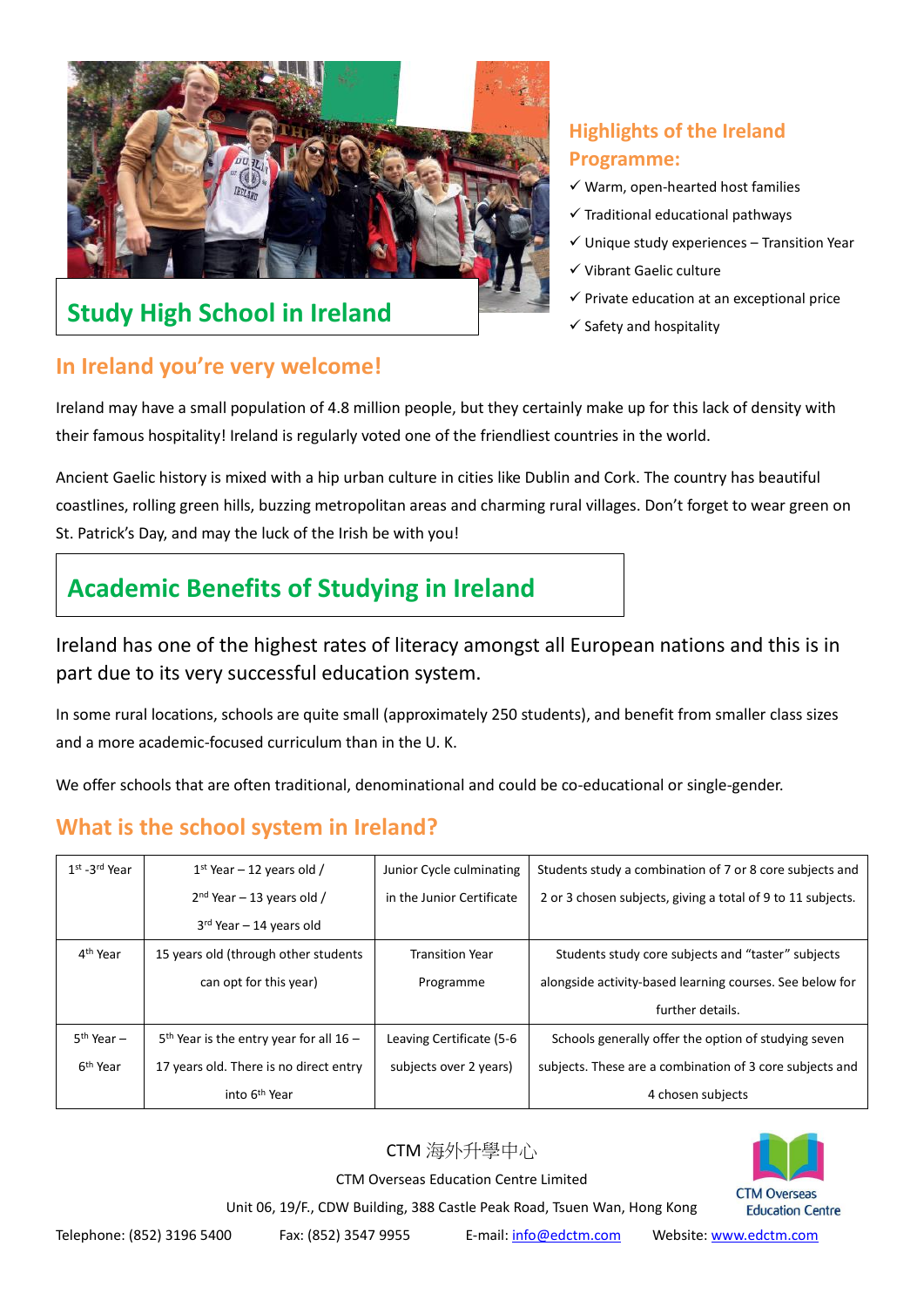## Study High School in Ireland

### Highlights of the Ireland Programme:

- ✓ Warm, open-hearted host families
- ✓ Traditional educational pathways
- ✓ Unique study experiences – Transition Year
- ✓ Vibrant Gaelic culture
- ✓ Private education at an exceptional price
- ✓ Safety and hospitality

### In Ireland you're very welcome!

Ireland may have a small population of 4.8 million people, but they certainly make up for this lack of density with their famous hospitality! Ireland is regularly voted one of the friendliest countries in the world.

Ancient Gaelic history is mixed with a hip urban culture in cities like Dublin and Cork. The country has beautiful coastlines, rolling green hills, buzzing metropolitan areas and charming rural villages. Don't forget to wear green on St. Patrick's Day, and may the luck of the Irish be with you!

## Academic Benefits of Studying in Ireland

Ireland has one of the highest rates of literacy amongst all European nations and this is in part due to its very successful education system.

In some rural locations, schools are quite small (approximately 250 students), and benefit from smaller class sizes and a more academic-focused curriculum than in the U. K.

We offer schools that are often traditional, denominational and could be co-educational or single-gender.

### What is the school system in Ireland?

| | | | |
|---|---|---|---|
| 1st -3rd Year | 1st Year – 12 years old / 2nd Year – 13 years old / 3rd Year – 14 years old | Junior Cycle culminating in the Junior Certificate | Students study a combination of 7 or 8 core subjects and 2 or 3 chosen subjects, giving a total of 9 to 11 subjects. |
| 4th Year | 15 years old (through other students can opt for this year) | Transition Year Programme | Students study core subjects and "taster" subjects alongside activity-based learning courses. See below for further details. |
| 5th Year – 6th Year | 5th Year is the entry year for all 16 – 17 years old. There is no direct entry into 6th Year | Leaving Certificate (5-6 subjects over 2 years) | Schools generally offer the option of studying seven subjects. These are a combination of 3 core subjects and 4 chosen subjects |

CTM 海外升學中心

CTM Overseas Education Centre Limited

Unit 06, 19/F., CDW Building, 388 Castle Peak Road, Tsuen Wan, Hong Kong

Telephone: (852) 3196 5400 Fax: (852) 3547 9955 E-mail: info@edctm.com Website: www.edctm.com

CTM Overseas Education Centre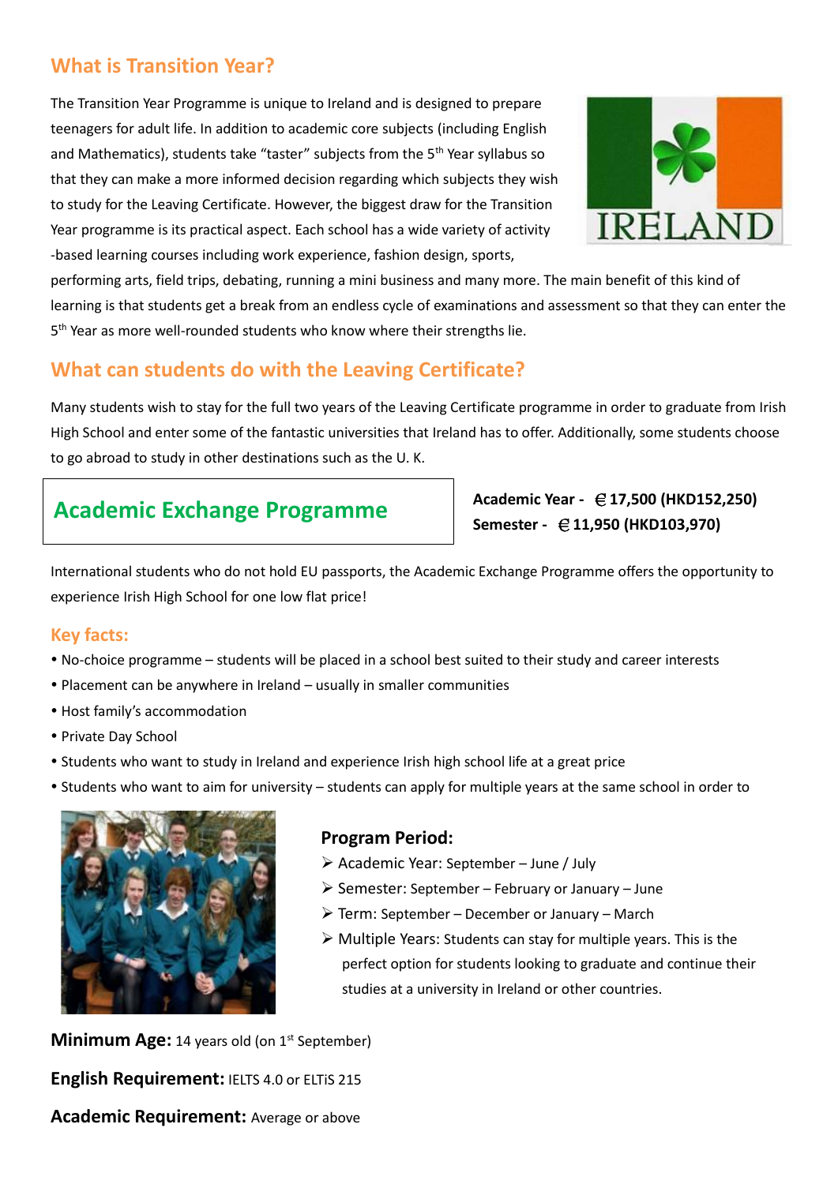## What is Transition Year?

The Transition Year Programme is unique to Ireland and is designed to prepare teenagers for adult life. In addition to academic core subjects (including English and Mathematics), students take "taster" subjects from the 5th Year syllabus so that they can make a more informed decision regarding which subjects they wish to study for the Leaving Certificate. However, the biggest draw for the Transition Year programme is its practical aspect. Each school has a wide variety of activity -based learning courses including work experience, fashion design, sports, performing arts, field trips, debating, running a mini business and many more. The main benefit of this kind of learning is that students get a break from an endless cycle of examinations and assessment so that they can enter the 5th Year as more well-rounded students who know where their strengths lie.

## What can students do with the Leaving Certificate?

Many students wish to stay for the full two years of the Leaving Certificate programme in order to graduate from Irish High School and enter some of the fantastic universities that Ireland has to offer. Additionally, some students choose to go abroad to study in other destinations such as the U. K.

## Academic Exchange Programme

**Academic Year - €17,500 (HKD152,250)**
**Semester - €11,950 (HKD103,970)**

International students who do not hold EU passports, the Academic Exchange Programme offers the opportunity to experience Irish High School for one low flat price!

### Key facts:

- No-choice programme – students will be placed in a school best suited to their study and career interests
- Placement can be anywhere in Ireland – usually in smaller communities
- Host family's accommodation
- Private Day School
- Students who want to study in Ireland and experience Irish high school life at a great price
- Students who want to aim for university – students can apply for multiple years at the same school in order to

### Program Period:

- Academic Year: September – June / July
- Semester: September – February or January – June
- Term: September – December or January – March
- Multiple Years: Students can stay for multiple years. This is the perfect option for students looking to graduate and continue their studies at a university in Ireland or other countries.

**Minimum Age:** 14 years old (on 1st September)

**English Requirement:** IELTS 4.0 or ELTiS 215

**Academic Requirement:** Average or above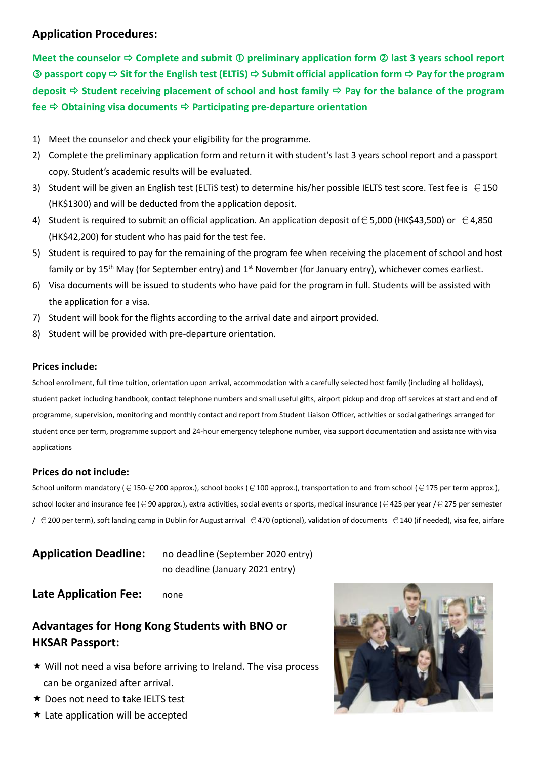## Application Procedures:

**Meet the counselor ⇨ Complete and submit ① preliminary application form ② last 3 years school report ③ passport copy ⇨ Sit for the English test (ELTiS) ⇨ Submit official application form ⇨ Pay for the program deposit ⇨ Student receiving placement of school and host family ⇨ Pay for the balance of the program fee ⇨ Obtaining visa documents ⇨ Participating pre-departure orientation**

1) Meet the counselor and check your eligibility for the programme.
2) Complete the preliminary application form and return it with student's last 3 years school report and a passport copy. Student's academic results will be evaluated.
3) Student will be given an English test (ELTiS test) to determine his/her possible IELTS test score. Test fee is €150 (HK$1300) and will be deducted from the application deposit.
4) Student is required to submit an official application. An application deposit of €5,000 (HK$43,500) or €4,850 (HK$42,200) for student who has paid for the test fee.
5) Student is required to pay for the remaining of the program fee when receiving the placement of school and host family or by 15th May (for September entry) and 1st November (for January entry), whichever comes earliest.
6) Visa documents will be issued to students who have paid for the program in full. Students will be assisted with the application for a visa.
7) Student will book for the flights according to the arrival date and airport provided.
8) Student will be provided with pre-departure orientation.

### Prices include:

School enrollment, full time tuition, orientation upon arrival, accommodation with a carefully selected host family (including all holidays), student packet including handbook, contact telephone numbers and small useful gifts, airport pickup and drop off services at start and end of programme, supervision, monitoring and monthly contact and report from Student Liaison Officer, activities or social gatherings arranged for student once per term, programme support and 24-hour emergency telephone number, visa support documentation and assistance with visa applications

### Prices do not include:

School uniform mandatory (€150-€200 approx.), school books (€100 approx.), transportation to and from school (€175 per term approx.), school locker and insurance fee (€90 approx.), extra activities, social events or sports, medical insurance (€425 per year / €275 per semester / €200 per term), soft landing camp in Dublin for August arrival €470 (optional), validation of documents €140 (if needed), visa fee, airfare

**Application Deadline:** no deadline (September 2020 entry)
no deadline (January 2021 entry)

**Late Application Fee:** none

## Advantages for Hong Kong Students with BNO or HKSAR Passport:

★ Will not need a visa before arriving to Ireland. The visa process can be organized after arrival.
★ Does not need to take IELTS test
★ Late application will be accepted